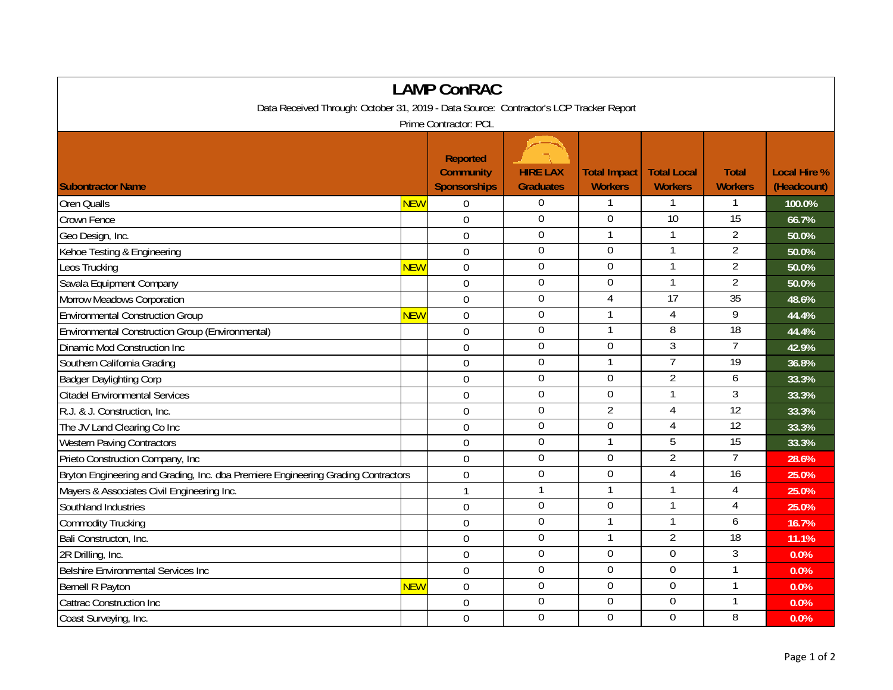# LAMP ConRAC

Data Received Through: October 31, 2019 - Data Source: Contractor's LCP Tracker Report

Prime Contractor: PCL

| Subontractor Name | | Reported Community Sponsorships | HIRE LAX Graduates | Total Impact Workers | Total Local Workers | Total Workers | Local Hire % (Headcount) |
|---|---|---|---|---|---|---|---|
| Oren Qualls | NEW | 0 | 0 | 1 | 1 | 1 | 100.0% |
| Crown Fence | | 0 | 0 | 0 | 10 | 15 | 66.7% |
| Geo Design, Inc. | | 0 | 0 | 1 | 1 | 2 | 50.0% |
| Kehoe Testing & Engineering | | 0 | 0 | 0 | 1 | 2 | 50.0% |
| Leos Trucking | NEW | 0 | 0 | 0 | 1 | 2 | 50.0% |
| Savala Equipment Company | | 0 | 0 | 0 | 1 | 2 | 50.0% |
| Morrow Meadows Corporation | | 0 | 0 | 4 | 17 | 35 | 48.6% |
| Environmental Construction Group | NEW | 0 | 0 | 1 | 4 | 9 | 44.4% |
| Environmental Construction Group (Environmental) | | 0 | 0 | 1 | 8 | 18 | 44.4% |
| Dinamic Mod Construction Inc | | 0 | 0 | 0 | 3 | 7 | 42.9% |
| Southern California Grading | | 0 | 0 | 1 | 7 | 19 | 36.8% |
| Badger Daylighting Corp | | 0 | 0 | 0 | 2 | 6 | 33.3% |
| Citadel Environmental Services | | 0 | 0 | 0 | 1 | 3 | 33.3% |
| R.J. & J. Construction, Inc. | | 0 | 0 | 2 | 4 | 12 | 33.3% |
| The JV Land Clearing Co Inc | | 0 | 0 | 0 | 4 | 12 | 33.3% |
| Western Paving Contractors | | 0 | 0 | 1 | 5 | 15 | 33.3% |
| Prieto Construction Company, Inc | | 0 | 0 | 0 | 2 | 7 | 28.6% |
| Bryton Engineering and Grading, Inc. dba Premiere Engineering Grading Contractors | | 0 | 0 | 0 | 4 | 16 | 25.0% |
| Mayers & Associates Civil Engineering Inc. | | 1 | 1 | 1 | 1 | 4 | 25.0% |
| Southland Industries | | 0 | 0 | 0 | 1 | 4 | 25.0% |
| Commodity Trucking | | 0 | 0 | 1 | 1 | 6 | 16.7% |
| Bali Constructon, Inc. | | 0 | 0 | 1 | 2 | 18 | 11.1% |
| 2R Drilling, Inc. | | 0 | 0 | 0 | 0 | 3 | 0.0% |
| Belshire Environmental Services Inc | | 0 | 0 | 0 | 0 | 1 | 0.0% |
| Bernell R Payton | NEW | 0 | 0 | 0 | 0 | 1 | 0.0% |
| Cattrac Construction Inc | | 0 | 0 | 0 | 0 | 1 | 0.0% |
| Coast Surveying, Inc. | | 0 | 0 | 0 | 0 | 8 | 0.0% |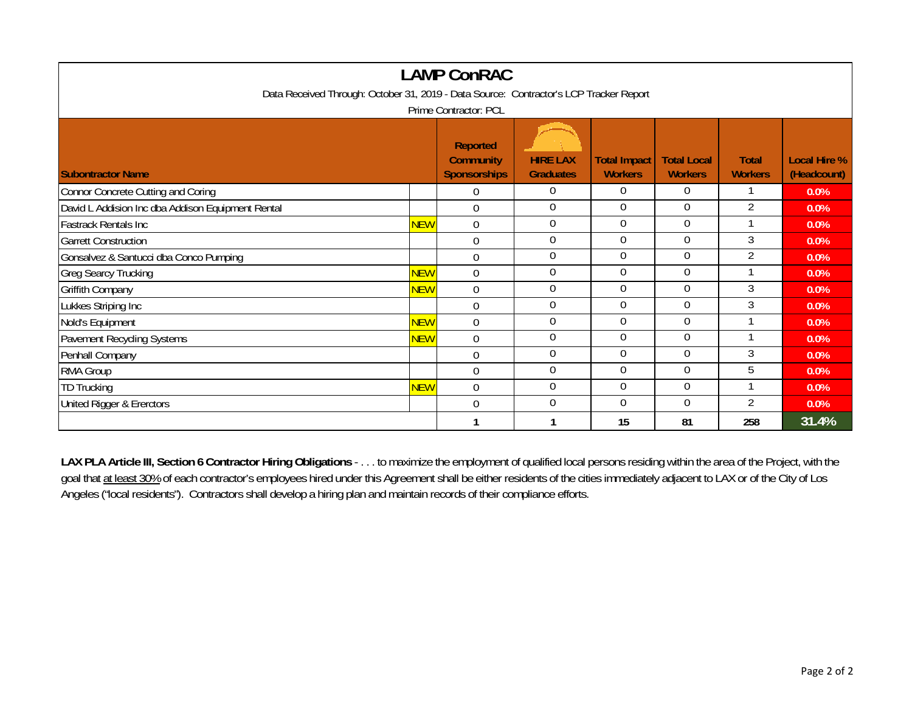# LAMP ConRAC

Data Received Through: October 31, 2019 - Data Source: Contractor's LCP Tracker Report

Prime Contractor: PCL

| Subcontractor Name | | Reported Community Sponsorships | HIRE LAX Graduates | Total Impact Workers | Total Local Workers | Total Workers | Local Hire % (Headcount) |
|---|---|---|---|---|---|---|---|
| Connor Concrete Cutting and Coring | | 0 | 0 | 0 | 0 | 1 | 0.0% |
| David L Addision Inc dba Addison Equipment Rental | | 0 | 0 | 0 | 0 | 2 | 0.0% |
| Fastrack Rentals Inc | NEW | 0 | 0 | 0 | 0 | 1 | 0.0% |
| Garrett Construction | | 0 | 0 | 0 | 0 | 3 | 0.0% |
| Gonsalvez & Santucci dba Conco Pumping | | 0 | 0 | 0 | 0 | 2 | 0.0% |
| Greg Searcy Trucking | NEW | 0 | 0 | 0 | 0 | 1 | 0.0% |
| Griffith Company | NEW | 0 | 0 | 0 | 0 | 3 | 0.0% |
| Lukkes Striping Inc | | 0 | 0 | 0 | 0 | 3 | 0.0% |
| Nold's Equipment | NEW | 0 | 0 | 0 | 0 | 1 | 0.0% |
| Pavement Recycling Systems | NEW | 0 | 0 | 0 | 0 | 1 | 0.0% |
| Penhall Company | | 0 | 0 | 0 | 0 | 3 | 0.0% |
| RMA Group | | 0 | 0 | 0 | 0 | 5 | 0.0% |
| TD Trucking | NEW | 0 | 0 | 0 | 0 | 1 | 0.0% |
| United Rigger & Ererctors | | 0 | 0 | 0 | 0 | 2 | 0.0% |
| | | **1** | **1** | **15** | **81** | **258** | **31.4%** |

**LAX PLA Article III, Section 6 Contractor Hiring Obligations** - . . . to maximize the employment of qualified local persons residing within the area of the Project, with the goal that at least 30% of each contractor's employees hired under this Agreement shall be either residents of the cities immediately adjacent to LAX or of the City of Los Angeles ("local residents"). Contractors shall develop a hiring plan and maintain records of their compliance efforts.